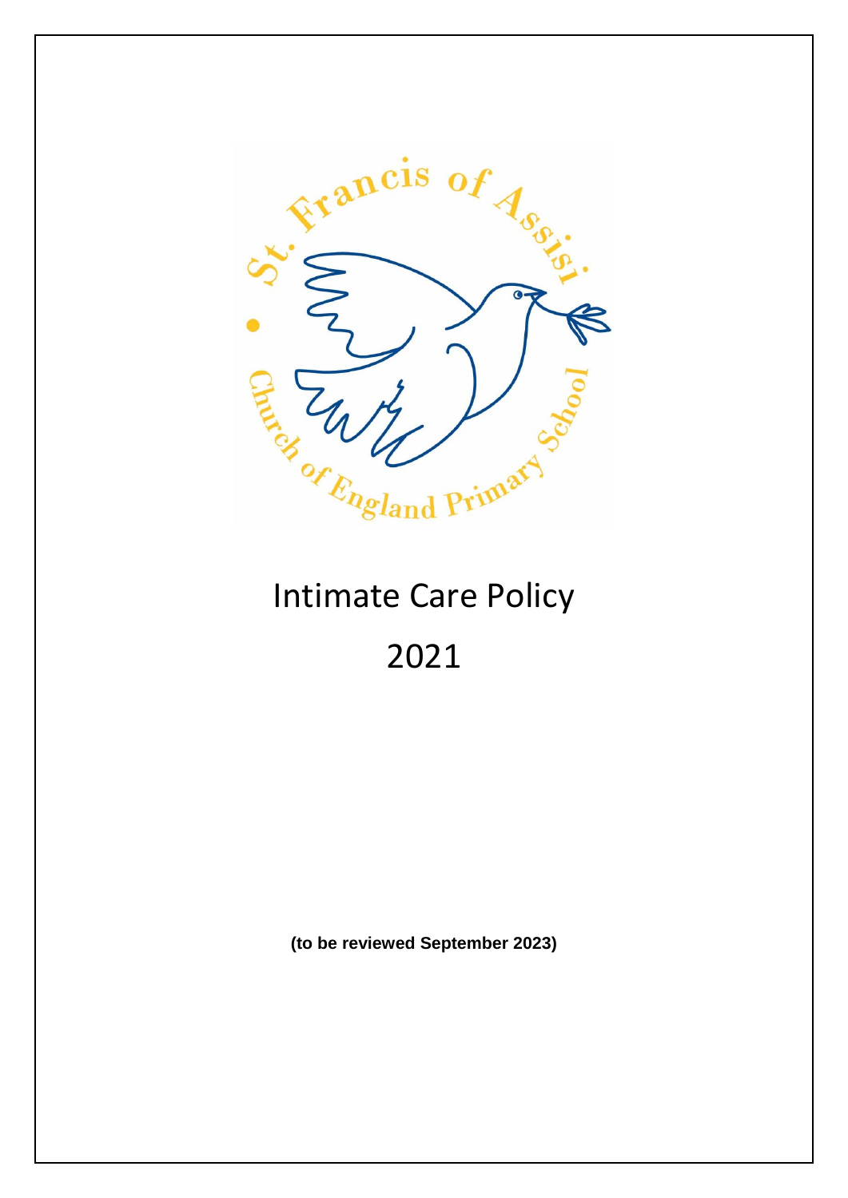St. Francis of Assisi Church of England Primary School

# Intimate Care Policy

# 2021

**(to be reviewed September 2023)**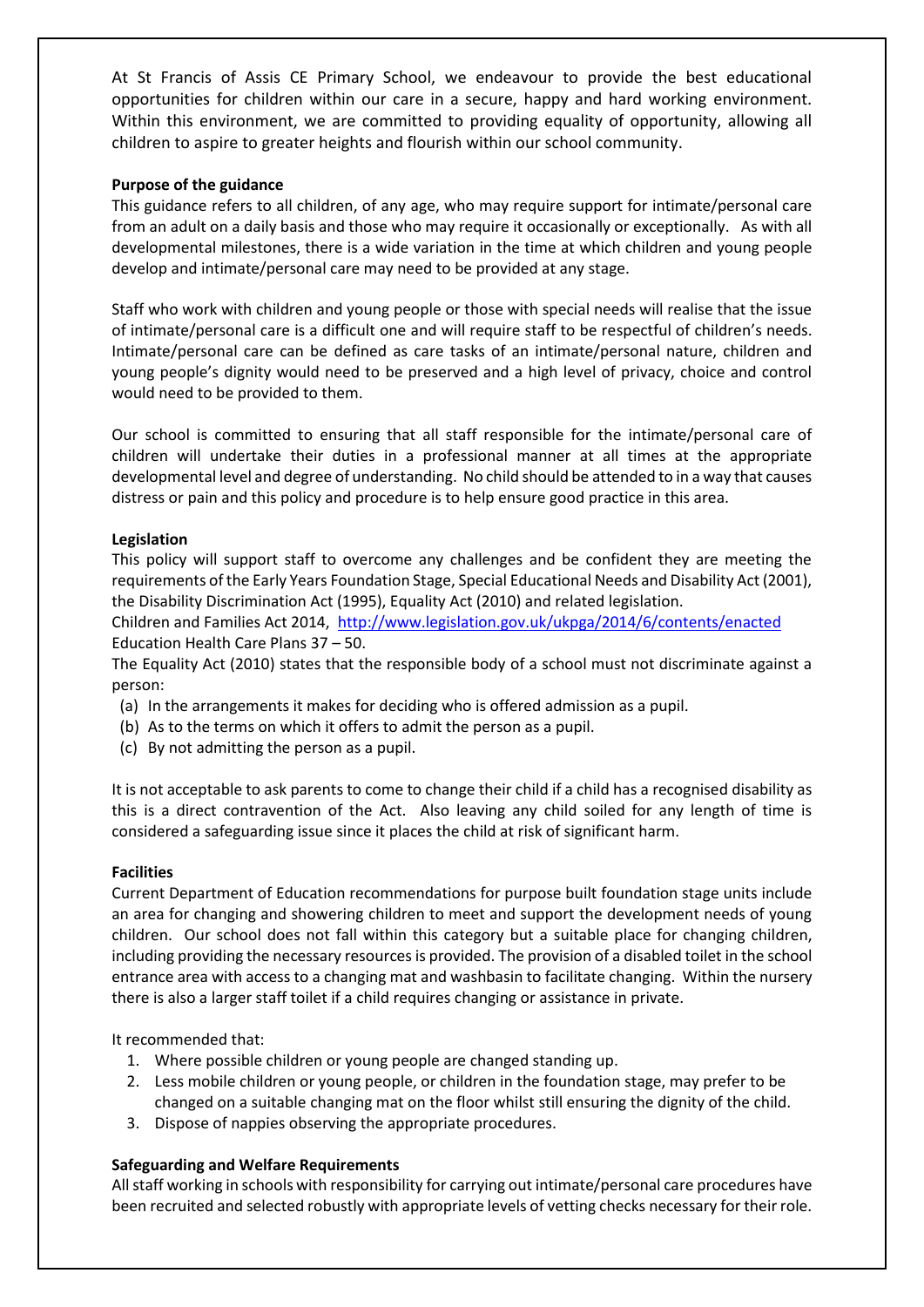At St Francis of Assis CE Primary School, we endeavour to provide the best educational opportunities for children within our care in a secure, happy and hard working environment. Within this environment, we are committed to providing equality of opportunity, allowing all children to aspire to greater heights and flourish within our school community.

**Purpose of the guidance**

This guidance refers to all children, of any age, who may require support for intimate/personal care from an adult on a daily basis and those who may require it occasionally or exceptionally. As with all developmental milestones, there is a wide variation in the time at which children and young people develop and intimate/personal care may need to be provided at any stage.

Staff who work with children and young people or those with special needs will realise that the issue of intimate/personal care is a difficult one and will require staff to be respectful of children's needs. Intimate/personal care can be defined as care tasks of an intimate/personal nature, children and young people's dignity would need to be preserved and a high level of privacy, choice and control would need to be provided to them.

Our school is committed to ensuring that all staff responsible for the intimate/personal care of children will undertake their duties in a professional manner at all times at the appropriate developmental level and degree of understanding. No child should be attended to in a way that causes distress or pain and this policy and procedure is to help ensure good practice in this area.

**Legislation**

This policy will support staff to overcome any challenges and be confident they are meeting the requirements of the Early Years Foundation Stage, Special Educational Needs and Disability Act (2001), the Disability Discrimination Act (1995), Equality Act (2010) and related legislation.

Children and Families Act 2014, http://www.legislation.gov.uk/ukpga/2014/6/contents/enacted

Education Health Care Plans 37 – 50.

The Equality Act (2010) states that the responsible body of a school must not discriminate against a person:

(a) In the arrangements it makes for deciding who is offered admission as a pupil.
(b) As to the terms on which it offers to admit the person as a pupil.
(c) By not admitting the person as a pupil.

It is not acceptable to ask parents to come to change their child if a child has a recognised disability as this is a direct contravention of the Act. Also leaving any child soiled for any length of time is considered a safeguarding issue since it places the child at risk of significant harm.

**Facilities**

Current Department of Education recommendations for purpose built foundation stage units include an area for changing and showering children to meet and support the development needs of young children. Our school does not fall within this category but a suitable place for changing children, including providing the necessary resources is provided. The provision of a disabled toilet in the school entrance area with access to a changing mat and washbasin to facilitate changing. Within the nursery there is also a larger staff toilet if a child requires changing or assistance in private.

It recommended that:

1. Where possible children or young people are changed standing up.
2. Less mobile children or young people, or children in the foundation stage, may prefer to be changed on a suitable changing mat on the floor whilst still ensuring the dignity of the child.
3. Dispose of nappies observing the appropriate procedures.

**Safeguarding and Welfare Requirements**

All staff working in schools with responsibility for carrying out intimate/personal care procedures have been recruited and selected robustly with appropriate levels of vetting checks necessary for their role.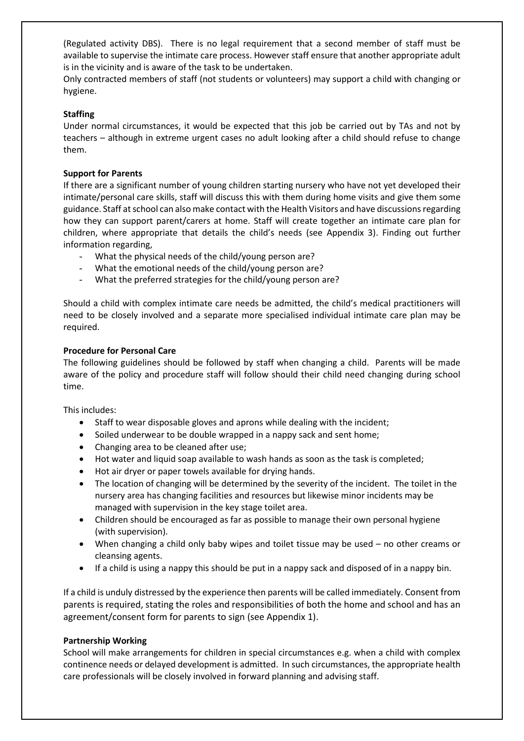(Regulated activity DBS). There is no legal requirement that a second member of staff must be available to supervise the intimate care process. However staff ensure that another appropriate adult is in the vicinity and is aware of the task to be undertaken.

Only contracted members of staff (not students or volunteers) may support a child with changing or hygiene.

**Staffing**

Under normal circumstances, it would be expected that this job be carried out by TAs and not by teachers – although in extreme urgent cases no adult looking after a child should refuse to change them.

**Support for Parents**

If there are a significant number of young children starting nursery who have not yet developed their intimate/personal care skills, staff will discuss this with them during home visits and give them some guidance. Staff at school can also make contact with the Health Visitors and have discussions regarding how they can support parent/carers at home. Staff will create together an intimate care plan for children, where appropriate that details the child's needs (see Appendix 3). Finding out further information regarding,

- What the physical needs of the child/young person are?
- What the emotional needs of the child/young person are?
- What the preferred strategies for the child/young person are?

Should a child with complex intimate care needs be admitted, the child's medical practitioners will need to be closely involved and a separate more specialised individual intimate care plan may be required.

**Procedure for Personal Care**

The following guidelines should be followed by staff when changing a child. Parents will be made aware of the policy and procedure staff will follow should their child need changing during school time.

This includes:

- Staff to wear disposable gloves and aprons while dealing with the incident;
- Soiled underwear to be double wrapped in a nappy sack and sent home;
- Changing area to be cleaned after use;
- Hot water and liquid soap available to wash hands as soon as the task is completed;
- Hot air dryer or paper towels available for drying hands.
- The location of changing will be determined by the severity of the incident. The toilet in the nursery area has changing facilities and resources but likewise minor incidents may be managed with supervision in the key stage toilet area.
- Children should be encouraged as far as possible to manage their own personal hygiene (with supervision).
- When changing a child only baby wipes and toilet tissue may be used – no other creams or cleansing agents.
- If a child is using a nappy this should be put in a nappy sack and disposed of in a nappy bin.

If a child is unduly distressed by the experience then parents will be called immediately. Consent from parents is required, stating the roles and responsibilities of both the home and school and has an agreement/consent form for parents to sign (see Appendix 1).

**Partnership Working**

School will make arrangements for children in special circumstances e.g. when a child with complex continence needs or delayed development is admitted. In such circumstances, the appropriate health care professionals will be closely involved in forward planning and advising staff.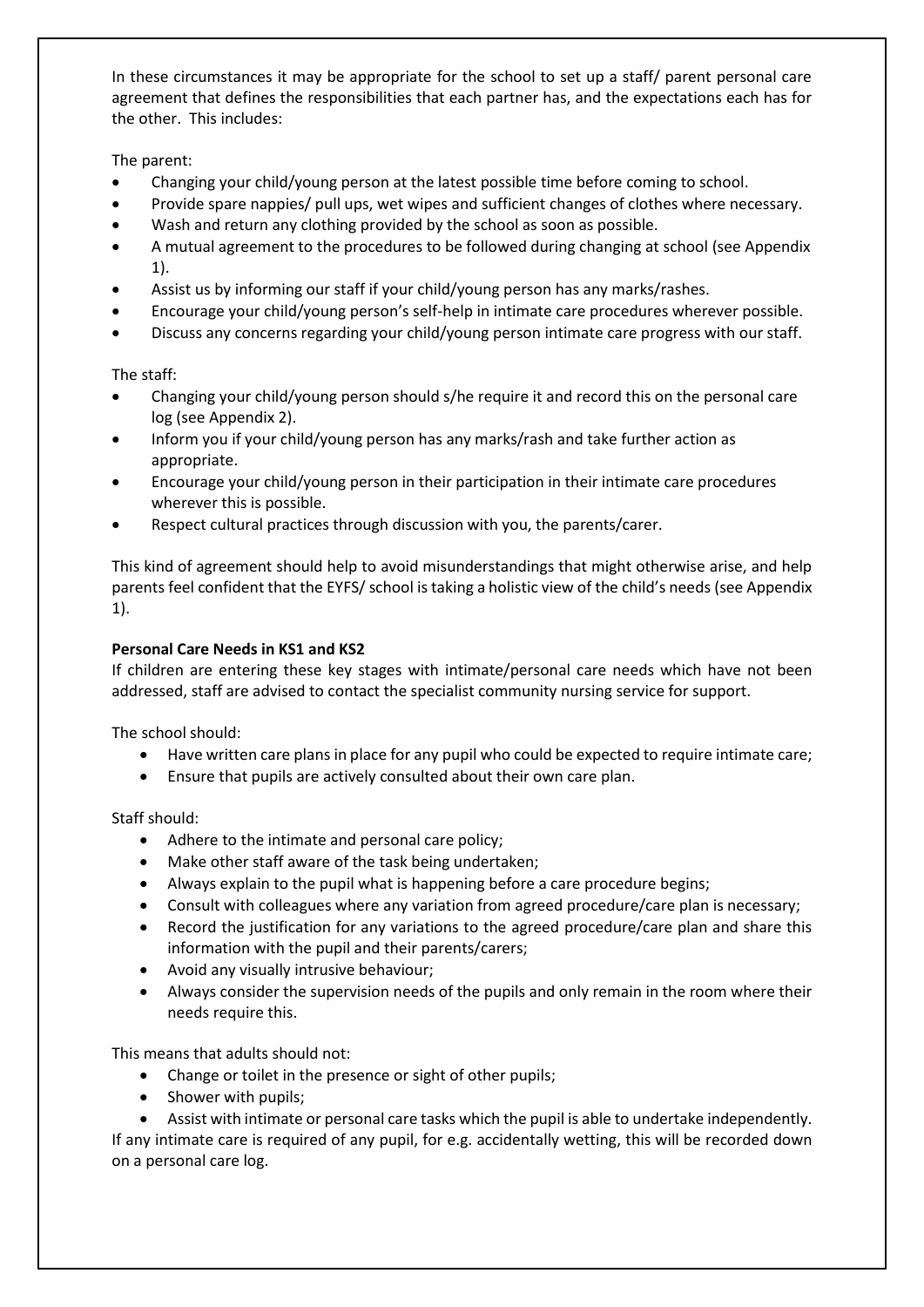In these circumstances it may be appropriate for the school to set up a staff/ parent personal care agreement that defines the responsibilities that each partner has, and the expectations each has for the other. This includes:

The parent:

- Changing your child/young person at the latest possible time before coming to school.
- Provide spare nappies/ pull ups, wet wipes and sufficient changes of clothes where necessary.
- Wash and return any clothing provided by the school as soon as possible.
- A mutual agreement to the procedures to be followed during changing at school (see Appendix 1).
- Assist us by informing our staff if your child/young person has any marks/rashes.
- Encourage your child/young person's self-help in intimate care procedures wherever possible.
- Discuss any concerns regarding your child/young person intimate care progress with our staff.

The staff:

- Changing your child/young person should s/he require it and record this on the personal care log (see Appendix 2).
- Inform you if your child/young person has any marks/rash and take further action as appropriate.
- Encourage your child/young person in their participation in their intimate care procedures wherever this is possible.
- Respect cultural practices through discussion with you, the parents/carer.

This kind of agreement should help to avoid misunderstandings that might otherwise arise, and help parents feel confident that the EYFS/ school is taking a holistic view of the child's needs (see Appendix 1).

**Personal Care Needs in KS1 and KS2**

If children are entering these key stages with intimate/personal care needs which have not been addressed, staff are advised to contact the specialist community nursing service for support.

The school should:

- Have written care plans in place for any pupil who could be expected to require intimate care;
- Ensure that pupils are actively consulted about their own care plan.

Staff should:

- Adhere to the intimate and personal care policy;
- Make other staff aware of the task being undertaken;
- Always explain to the pupil what is happening before a care procedure begins;
- Consult with colleagues where any variation from agreed procedure/care plan is necessary;
- Record the justification for any variations to the agreed procedure/care plan and share this information with the pupil and their parents/carers;
- Avoid any visually intrusive behaviour;
- Always consider the supervision needs of the pupils and only remain in the room where their needs require this.

This means that adults should not:

- Change or toilet in the presence or sight of other pupils;
- Shower with pupils;
- Assist with intimate or personal care tasks which the pupil is able to undertake independently.

If any intimate care is required of any pupil, for e.g. accidentally wetting, this will be recorded down on a personal care log.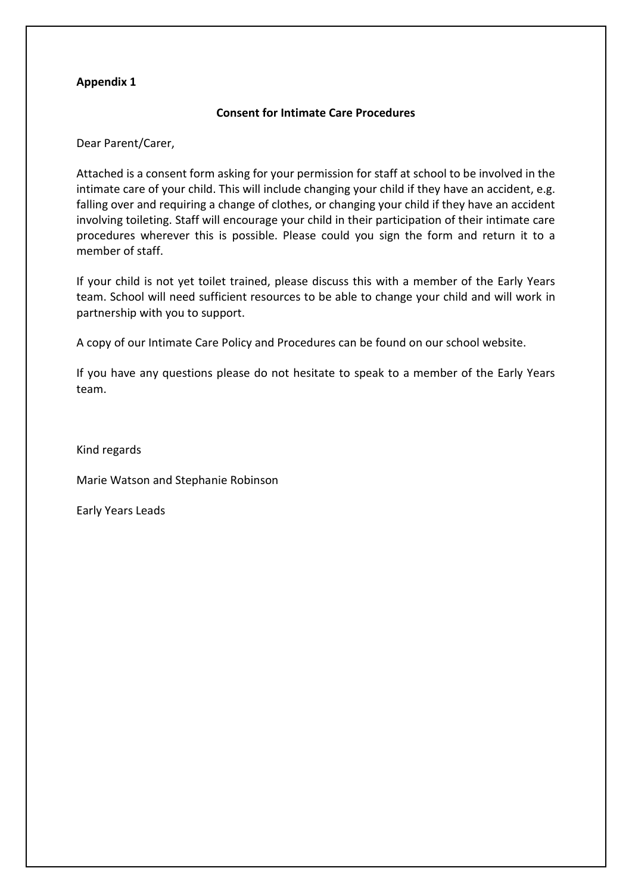**Appendix 1**

## Consent for Intimate Care Procedures

Dear Parent/Carer,

Attached is a consent form asking for your permission for staff at school to be involved in the intimate care of your child. This will include changing your child if they have an accident, e.g. falling over and requiring a change of clothes, or changing your child if they have an accident involving toileting. Staff will encourage your child in their participation of their intimate care procedures wherever this is possible. Please could you sign the form and return it to a member of staff.

If your child is not yet toilet trained, please discuss this with a member of the Early Years team. School will need sufficient resources to be able to change your child and will work in partnership with you to support.

A copy of our Intimate Care Policy and Procedures can be found on our school website.

If you have any questions please do not hesitate to speak to a member of the Early Years team.

Kind regards

Marie Watson and Stephanie Robinson

Early Years Leads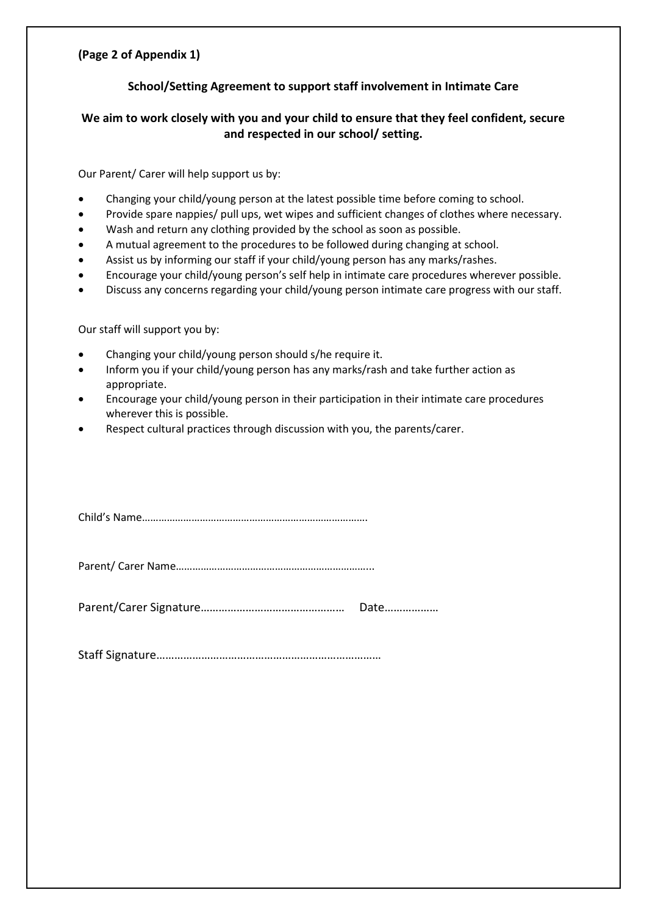**(Page 2 of Appendix 1)**

## School/Setting Agreement to support staff involvement in Intimate Care

### We aim to work closely with you and your child to ensure that they feel confident, secure and respected in our school/ setting.

Our Parent/ Carer will help support us by:

- Changing your child/young person at the latest possible time before coming to school.
- Provide spare nappies/ pull ups, wet wipes and sufficient changes of clothes where necessary.
- Wash and return any clothing provided by the school as soon as possible.
- A mutual agreement to the procedures to be followed during changing at school.
- Assist us by informing our staff if your child/young person has any marks/rashes.
- Encourage your child/young person's self help in intimate care procedures wherever possible.
- Discuss any concerns regarding your child/young person intimate care progress with our staff.

Our staff will support you by:

- Changing your child/young person should s/he require it.
- Inform you if your child/young person has any marks/rash and take further action as appropriate.
- Encourage your child/young person in their participation in their intimate care procedures wherever this is possible.
- Respect cultural practices through discussion with you, the parents/carer.

Child's Name……………………………………………………………………….

Parent/ Carer Name……………………………………………………………...

Parent/Carer Signature…………………………………………   Date………………

Staff Signature……………………………………………………………….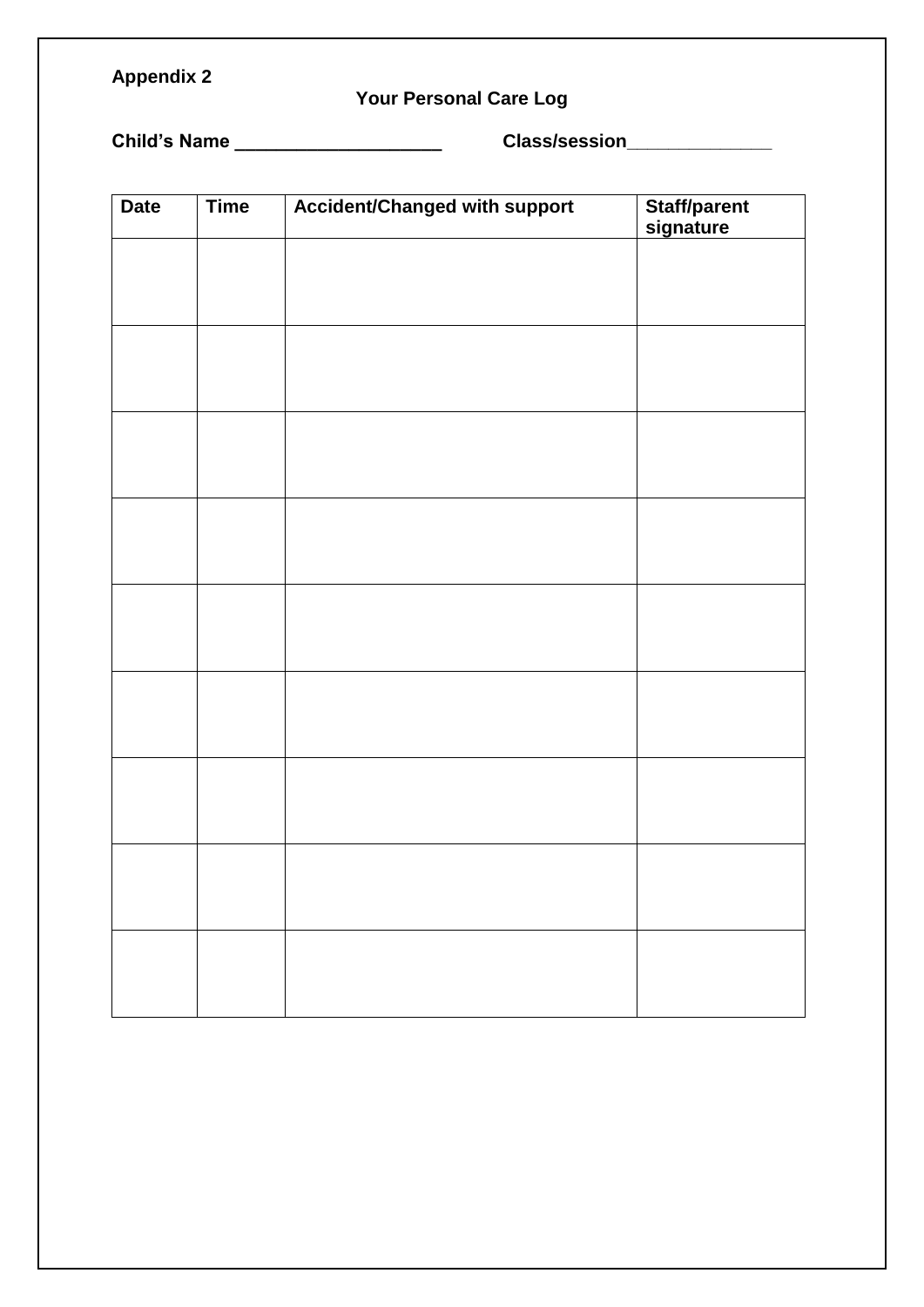**Appendix 2**

**Your Personal Care Log**

**Child's Name ____________________** **Class/session______________**

| Date | Time | Accident/Changed with support | Staff/parent signature |
|---|---|---|---|
| | | | |
| | | | |
| | | | |
| | | | |
| | | | |
| | | | |
| | | | |
| | | | |
| | | | |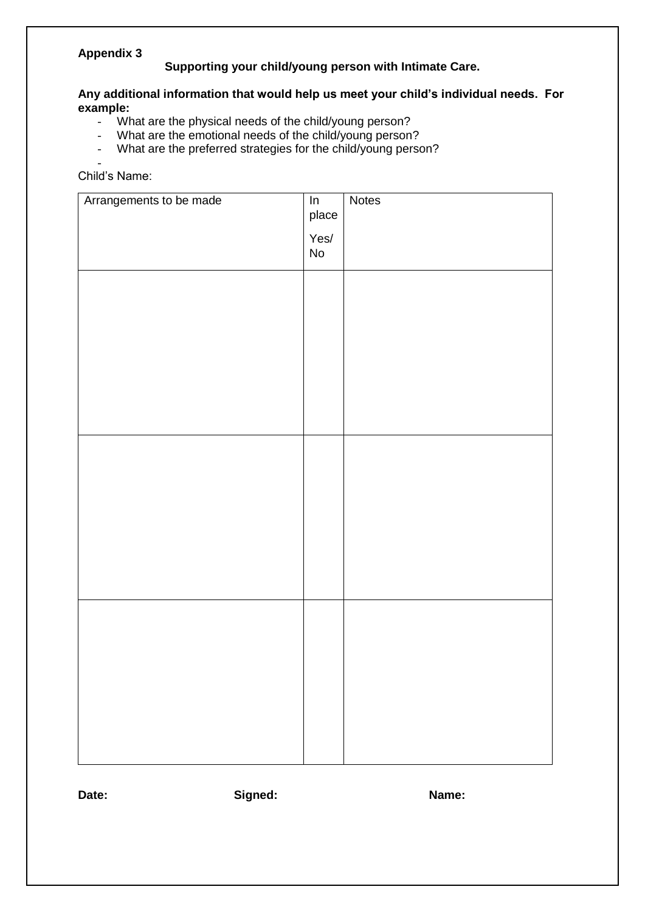**Appendix 3**

**Supporting your child/young person with Intimate Care.**

**Any additional information that would help us meet your child's individual needs. For example:**

- What are the physical needs of the child/young person?
- What are the emotional needs of the child/young person?
- What are the preferred strategies for the child/young person?
-

Child's Name:

| Arrangements to be made | In place Yes/ No | Notes |
|---|---|---|
| | | |
| | | |
| | | |

**Date:** **Signed:** **Name:**